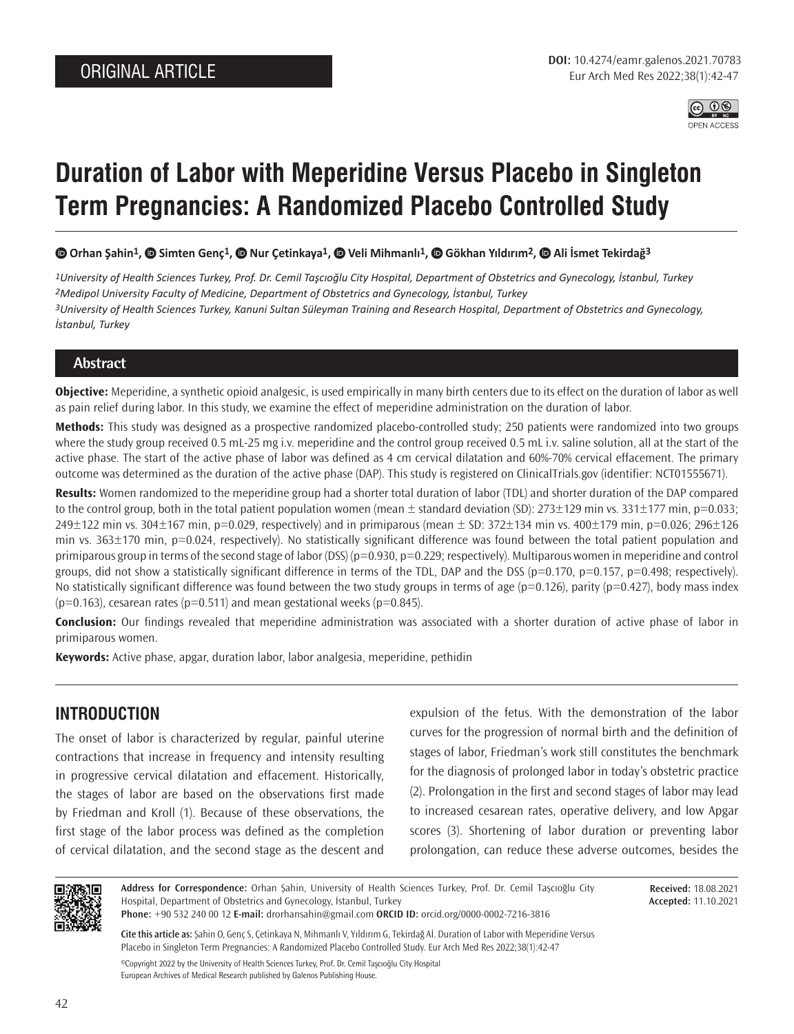ORIGINAL ARTICLE

**DOI:** 10.4274/eamr.galenos.2021.70783

# Duration of Labor with Meperidine Versus Placebo in Singleton Term Pregnancies: A Randomized Placebo Controlled Study

**Orhan Şahin[1], Simten Genç[1], Nur Çetinkaya[1], Veli Mihmanlı[1], Gökhan Yıldırım[2], Ali İsmet Tekirdağ[3]**

[1]*University of Health Sciences Turkey, Prof. Dr. Cemil Taşcıoğlu City Hospital, Department of Obstetrics and Gynecology, İstanbul, Turkey*
[2]*Medipol University Faculty of Medicine, Department of Obstetrics and Gynecology, İstanbul, Turkey*
[3]*University of Health Sciences Turkey, Kanuni Sultan Süleyman Training and Research Hospital, Department of Obstetrics and Gynecology, İstanbul, Turkey*

## Abstract

**Objective:** Meperidine, a synthetic opioid analgesic, is used empirically in many birth centers due to its effect on the duration of labor as well as pain relief during labor. In this study, we examine the effect of meperidine administration on the duration of labor.

**Methods:** This study was designed as a prospective randomized placebo-controlled study; 250 patients were randomized into two groups where the study group received 0.5 mL-25 mg i.v. meperidine and the control group received 0.5 mL i.v. saline solution, all at the start of the active phase. The start of the active phase of labor was defined as 4 cm cervical dilatation and 60%-70% cervical effacement. The primary outcome was determined as the duration of the active phase (DAP). This study is registered on ClinicalTrials.gov (identifier: NCT01555671).

**Results:** Women randomized to the meperidine group had a shorter total duration of labor (TDL) and shorter duration of the DAP compared to the control group, both in the total patient population women (mean ± standard deviation (SD): 273±129 min vs. 331±177 min, p=0.033; 249±122 min vs. 304±167 min, p=0.029, respectively) and in primiparous (mean ± SD: 372±134 min vs. 400±179 min, p=0.026; 296±126 min vs. 363±170 min, p=0.024, respectively). No statistically significant difference was found between the total patient population and primiparous group in terms of the second stage of labor (DSS) (p=0.930, p=0.229; respectively). Multiparous women in meperidine and control groups, did not show a statistically significant difference in terms of the TDL, DAP and the DSS (p=0.170, p=0.157, p=0.498; respectively). No statistically significant difference was found between the two study groups in terms of age (p=0.126), parity (p=0.427), body mass index (p=0.163), cesarean rates (p=0.511) and mean gestational weeks (p=0.845).

**Conclusion:** Our findings revealed that meperidine administration was associated with a shorter duration of active phase of labor in primiparous women.

**Keywords:** Active phase, apgar, duration labor, labor analgesia, meperidine, pethidin

## INTRODUCTION

The onset of labor is characterized by regular, painful uterine contractions that increase in frequency and intensity resulting in progressive cervical dilatation and effacement. Historically, the stages of labor are based on the observations first made by Friedman and Kroll (1). Because of these observations, the first stage of the labor process was defined as the completion of cervical dilatation, and the second stage as the descent and expulsion of the fetus. With the demonstration of the labor curves for the progression of normal birth and the definition of stages of labor, Friedman's work still constitutes the benchmark for the diagnosis of prolonged labor in today's obstetric practice (2). Prolongation in the first and second stages of labor may lead to increased cesarean rates, operative delivery, and low Apgar scores (3). Shortening of labor duration or preventing labor prolongation, can reduce these adverse outcomes, besides the

**Address for Correspondence:** Orhan Şahin, University of Health Sciences Turkey, Prof. Dr. Cemil Taşcıoğlu City Hospital, Department of Obstetrics and Gynecology, İstanbul, Turkey
**Phone:** +90 532 240 00 12 **E-mail:** drorhansahin@gmail.com **ORCID ID:** orcid.org/0000-0002-7216-3816

**Received:** 18.08.2021
**Accepted:** 11.10.2021

**Cite this article as:** Şahin O, Genç S, Çetinkaya N, Mihmanlı V, Yıldırım G, Tekirdağ Aİ. Duration of Labor with Meperidine Versus Placebo in Singleton Term Pregnancies: A Randomized Placebo Controlled Study. Eur Arch Med Res 2022;38(1):42-47

©Copyright 2022 by the University of Health Sciences Turkey, Prof. Dr. Cemil Taşcıoğlu City Hospital
European Archives of Medical Research published by Galenos Publishing House.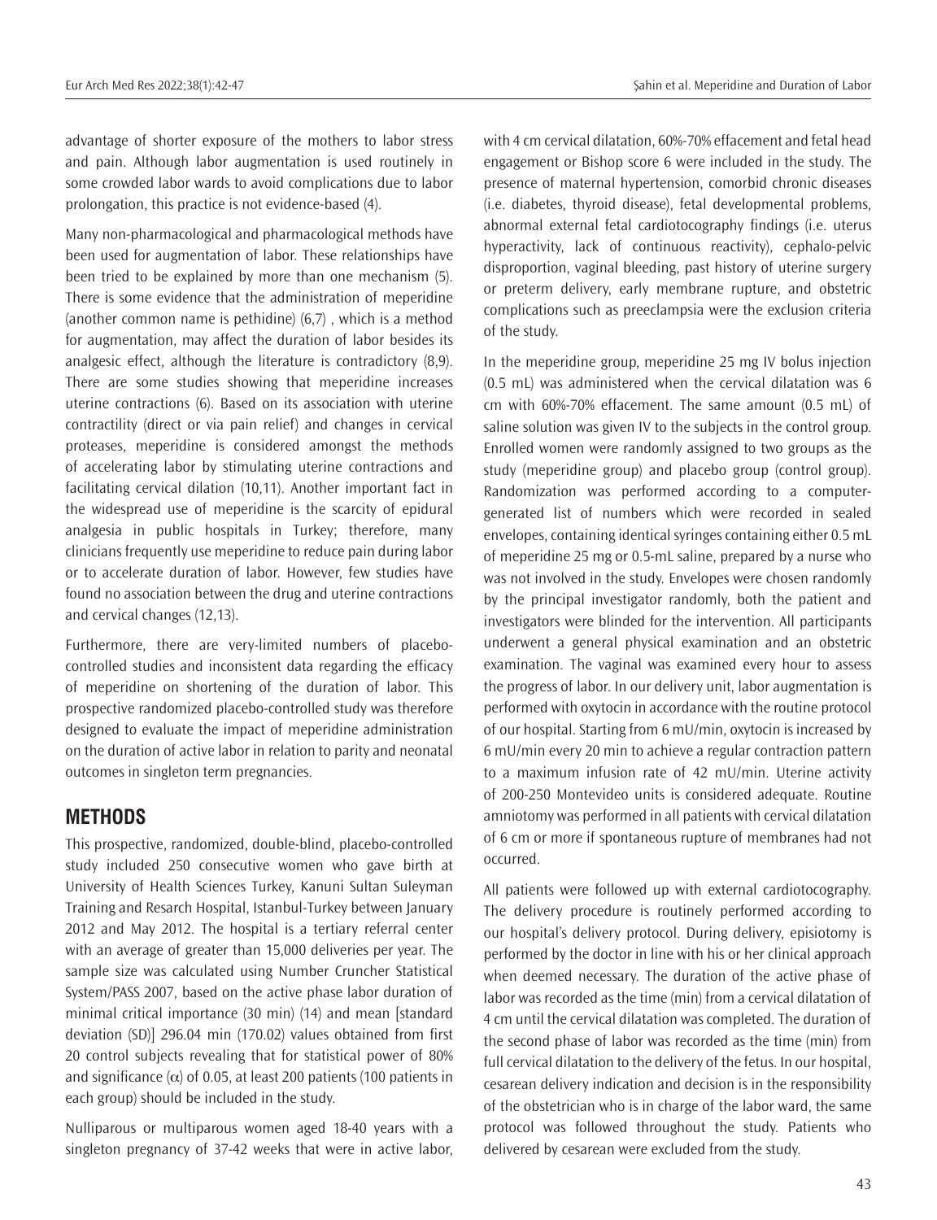advantage of shorter exposure of the mothers to labor stress and pain. Although labor augmentation is used routinely in some crowded labor wards to avoid complications due to labor prolongation, this practice is not evidence-based (4).

Many non-pharmacological and pharmacological methods have been used for augmentation of labor. These relationships have been tried to be explained by more than one mechanism (5). There is some evidence that the administration of meperidine (another common name is pethidine) (6,7) , which is a method for augmentation, may affect the duration of labor besides its analgesic effect, although the literature is contradictory (8,9). There are some studies showing that meperidine increases uterine contractions (6). Based on its association with uterine contractility (direct or via pain relief) and changes in cervical proteases, meperidine is considered amongst the methods of accelerating labor by stimulating uterine contractions and facilitating cervical dilation (10,11). Another important fact in the widespread use of meperidine is the scarcity of epidural analgesia in public hospitals in Turkey; therefore, many clinicians frequently use meperidine to reduce pain during labor or to accelerate duration of labor. However, few studies have found no association between the drug and uterine contractions and cervical changes (12,13).

Furthermore, there are very-limited numbers of placebo-controlled studies and inconsistent data regarding the efficacy of meperidine on shortening of the duration of labor. This prospective randomized placebo-controlled study was therefore designed to evaluate the impact of meperidine administration on the duration of active labor in relation to parity and neonatal outcomes in singleton term pregnancies.

## METHODS

This prospective, randomized, double-blind, placebo-controlled study included 250 consecutive women who gave birth at University of Health Sciences Turkey, Kanuni Sultan Suleyman Training and Resarch Hospital, Istanbul-Turkey between January 2012 and May 2012. The hospital is a tertiary referral center with an average of greater than 15,000 deliveries per year. The sample size was calculated using Number Cruncher Statistical System/PASS 2007, based on the active phase labor duration of minimal critical importance (30 min) (14) and mean [standard deviation (SD)] 296.04 min (170.02) values obtained from first 20 control subjects revealing that for statistical power of 80% and significance ($\alpha$) of 0.05, at least 200 patients (100 patients in each group) should be included in the study.

Nulliparous or multiparous women aged 18-40 years with a singleton pregnancy of 37-42 weeks that were in active labor, with 4 cm cervical dilatation, 60%-70% effacement and fetal head engagement or Bishop score 6 were included in the study. The presence of maternal hypertension, comorbid chronic diseases (i.e. diabetes, thyroid disease), fetal developmental problems, abnormal external fetal cardiotocography findings (i.e. uterus hyperactivity, lack of continuous reactivity), cephalo-pelvic disproportion, vaginal bleeding, past history of uterine surgery or preterm delivery, early membrane rupture, and obstetric complications such as preeclampsia were the exclusion criteria of the study.

In the meperidine group, meperidine 25 mg IV bolus injection (0.5 mL) was administered when the cervical dilatation was 6 cm with 60%-70% effacement. The same amount (0.5 mL) of saline solution was given IV to the subjects in the control group. Enrolled women were randomly assigned to two groups as the study (meperidine group) and placebo group (control group). Randomization was performed according to a computer-generated list of numbers which were recorded in sealed envelopes, containing identical syringes containing either 0.5 mL of meperidine 25 mg or 0.5-mL saline, prepared by a nurse who was not involved in the study. Envelopes were chosen randomly by the principal investigator randomly, both the patient and investigators were blinded for the intervention. All participants underwent a general physical examination and an obstetric examination. The vaginal was examined every hour to assess the progress of labor. In our delivery unit, labor augmentation is performed with oxytocin in accordance with the routine protocol of our hospital. Starting from 6 mU/min, oxytocin is increased by 6 mU/min every 20 min to achieve a regular contraction pattern to a maximum infusion rate of 42 mU/min. Uterine activity of 200-250 Montevideo units is considered adequate. Routine amniotomy was performed in all patients with cervical dilatation of 6 cm or more if spontaneous rupture of membranes had not occurred.

All patients were followed up with external cardiotocography. The delivery procedure is routinely performed according to our hospital's delivery protocol. During delivery, episiotomy is performed by the doctor in line with his or her clinical approach when deemed necessary. The duration of the active phase of labor was recorded as the time (min) from a cervical dilatation of 4 cm until the cervical dilatation was completed. The duration of the second phase of labor was recorded as the time (min) from full cervical dilatation to the delivery of the fetus. In our hospital, cesarean delivery indication and decision is in the responsibility of the obstetrician who is in charge of the labor ward, the same protocol was followed throughout the study. Patients who delivered by cesarean were excluded from the study.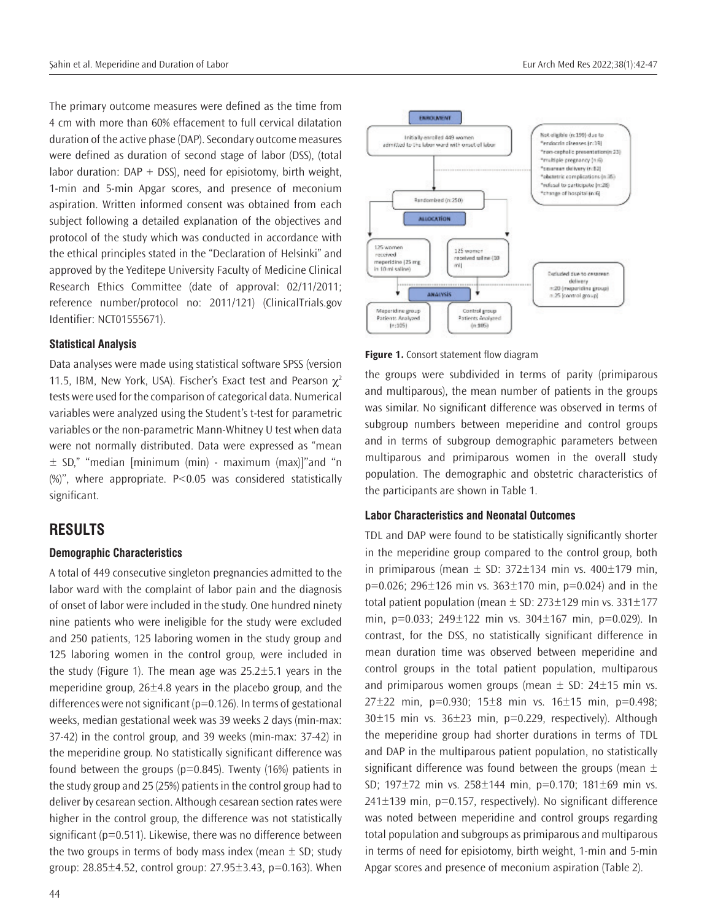The primary outcome measures were defined as the time from 4 cm with more than 60% effacement to full cervical dilatation duration of the active phase (DAP). Secondary outcome measures were defined as duration of second stage of labor (DSS), (total labor duration: DAP + DSS), need for episiotomy, birth weight, 1-min and 5-min Apgar scores, and presence of meconium aspiration. Written informed consent was obtained from each subject following a detailed explanation of the objectives and protocol of the study which was conducted in accordance with the ethical principles stated in the "Declaration of Helsinki" and approved by the Yeditepe University Faculty of Medicine Clinical Research Ethics Committee (date of approval: 02/11/2011; reference number/protocol no: 2011/121) (ClinicalTrials.gov Identifier: NCT01555671).

### Statistical Analysis

Data analyses were made using statistical software SPSS (version 11.5, IBM, New York, USA). Fischer's Exact test and Pearson $\chi^2$ tests were used for the comparison of categorical data. Numerical variables were analyzed using the Student's t-test for parametric variables or the non-parametric Mann-Whitney U test when data were not normally distributed. Data were expressed as "mean ± SD," "median [minimum (min) - maximum (max)]"and "n (%)", where appropriate. P<0.05 was considered statistically significant.

## RESULTS

### Demographic Characteristics

A total of 449 consecutive singleton pregnancies admitted to the labor ward with the complaint of labor pain and the diagnosis of onset of labor were included in the study. One hundred ninety nine patients who were ineligible for the study were excluded and 250 patients, 125 laboring women in the study group and 125 laboring women in the control group, were included in the study (Figure 1). The mean age was 25.2±5.1 years in the meperidine group, 26±4.8 years in the placebo group, and the differences were not significant (p=0.126). In terms of gestational weeks, median gestational week was 39 weeks 2 days (min-max: 37-42) in the control group, and 39 weeks (min-max: 37-42) in the meperidine group. No statistically significant difference was found between the groups (p=0.845). Twenty (16%) patients in the study group and 25 (25%) patients in the control group had to deliver by cesarean section. Although cesarean section rates were higher in the control group, the difference was not statistically significant (p=0.511). Likewise, there was no difference between the two groups in terms of body mass index (mean ± SD; study group: 28.85±4.52, control group: 27.95±3.43, p=0.163). When the groups were subdivided in terms of parity (primiparous and multiparous), the mean number of patients in the groups was similar. No significant difference was observed in terms of subgroup numbers between meperidine and control groups and in terms of subgroup demographic parameters between multiparous and primiparous women in the overall study population. The demographic and obstetric characteristics of the participants are shown in Table 1.

ENROLMENT

Initially enrolled 449 women admitted to the labor ward with onset of labor

Not eligible (n:199) due to
*endocrin diseases (n:19)
*non-cephalic presentation(n:23)
*multiple pregnancy (n:6)
*cesarean delivery (n:82)
*obstetric complications (n:35)
*refusal to participate (n:28)
*change of hospital (n:6)

Randomized (n:250)

ALLOCATION

125 women received meperidine (25 mg in 10 ml saline)

125 women received saline (10 ml)

Excluded due to cesarean delivery
n:20 (meperidine group)
n:25 (control group)

ANALYSIS

Meperidine group Patients Analyzed (n:105)

Control group Patients Analyzed (n:105)

**Figure 1.** Consort statement flow diagram

### Labor Characteristics and Neonatal Outcomes

TDL and DAP were found to be statistically significantly shorter in the meperidine group compared to the control group, both in primiparous (mean ± SD: 372±134 min vs. 400±179 min, p=0.026; 296±126 min vs. 363±170 min, p=0.024) and in the total patient population (mean ± SD: 273±129 min vs. 331±177 min, p=0.033; 249±122 min vs. 304±167 min, p=0.029). In contrast, for the DSS, no statistically significant difference in mean duration time was observed between meperidine and control groups in the total patient population, multiparous and primiparous women groups (mean ± SD: 24±15 min vs. 27±22 min, p=0.930; 15±8 min vs. 16±15 min, p=0.498; 30±15 min vs. 36±23 min, p=0.229, respectively). Although the meperidine group had shorter durations in terms of TDL and DAP in the multiparous patient population, no statistically significant difference was found between the groups (mean ± SD; 197±72 min vs. 258±144 min, p=0.170; 181±69 min vs. 241±139 min, p=0.157, respectively). No significant difference was noted between meperidine and control groups regarding total population and subgroups as primiparous and multiparous in terms of need for episiotomy, birth weight, 1-min and 5-min Apgar scores and presence of meconium aspiration (Table 2).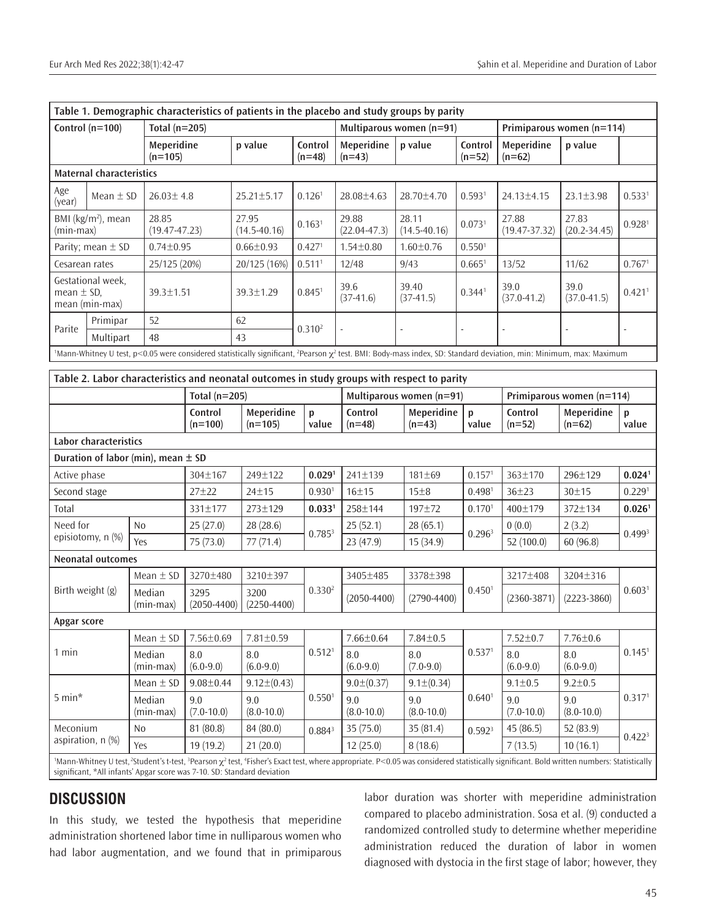**Table 1. Demographic characteristics of patients in the placebo and study groups by parity**

| Control (n=100) | | Total (n=205) | | | Multiparous women (n=91) | | | Primiparous women (n=114) | | |
|---|---|---|---|---|---|---|---|---|---|---|
| | | Meperidine (n=105) | p value | Control (n=48) | Meperidine (n=43) | p value | Control (n=52) | Meperidine (n=62) | p value | |
| **Maternal characteristics** | | | | | | | | | | |
| Age (year) | Mean ± SD | 26.03± 4.8 | 25.21±5.17 | 0.126[1] | 28.08±4.63 | 28.70±4.70 | 0.593[1] | 24.13±4.15 | 23.1±3.98 | 0.533[1] |
| BMI (kg/m$^2$), mean (min-max) | | 28.85 (19.47-47.23) | 27.95 (14.5-40.16) | 0.163[1] | 29.88 (22.04-47.3) | 28.11 (14.5-40.16) | 0.073[1] | 27.88 (19.47-37.32) | 27.83 (20.2-34.45) | 0.928[1] |
| Parity; mean ± SD | | 0.74±0.95 | 0.66±0.93 | 0.427[1] | 1.54±0.80 | 1.60±0.76 | 0.550[1] | | | |
| Cesarean rates | | 25/125 (20%) | 20/125 (16%) | 0.511[1] | 12/48 | 9/43 | 0.665[1] | 13/52 | 11/62 | 0.767[1] |
| Gestational week, mean ± SD, mean (min-max) | | 39.3±1.51 | 39.3±1.29 | 0.845[1] | 39.6 (37-41.6) | 39.40 (37-41.5) | 0.344[1] | 39.0 (37.0-41.2) | 39.0 (37.0-41.5) | 0.421[1] |
| Parite | Primipar | 52 | 62 | 0.310[2] | - | - | - | - | - | - |
| | Multipart | 48 | 43 | | | | | | | |

[1]Mann-Whitney U test, p<0.05 were considered statistically significant, [2]Pearson $\chi^2$ test. BMI: Body-mass index, SD: Standard deviation, min: Minimum, max: Maximum

**Table 2. Labor characteristics and neonatal outcomes in study groups with respect to parity**

| | | Total (n=205) | | | Multiparous women (n=91) | | | Primiparous women (n=114) | | |
|---|---|---|---|---|---|---|---|---|---|---|
| | | Control (n=100) | Meperidine (n=105) | p value | Control (n=48) | Meperidine (n=43) | p value | Control (n=52) | Meperidine (n=62) | p value |
| **Labor characteristics** | | | | | | | | | | |
| **Duration of labor (min), mean ± SD** | | | | | | | | | | |
| Active phase | | 304±167 | 249±122 | **0.029[1]** | 241±139 | 181±69 | 0.157[1] | 363±170 | 296±129 | **0.024[1]** |
| Second stage | | 27±22 | 24±15 | 0.930[1] | 16±15 | 15±8 | 0.498[1] | 36±23 | 30±15 | 0.229[1] |
| Total | | 331±177 | 273±129 | **0.033[1]** | 258±144 | 197±72 | 0.170[1] | 400±179 | 372±134 | **0.026[1]** |
| Need for episiotomy, n (%) | No | 25 (27.0) | 28 (28.6) | 0.785[3] | 25 (52.1) | 28 (65.1) | 0.296[3] | 0 (0.0) | 2 (3.2) | 0.499[3] |
| | Yes | 75 (73.0) | 77 (71.4) | | 23 (47.9) | 15 (34.9) | | 52 (100.0) | 60 (96.8) | |
| **Neonatal outcomes** | | | | | | | | | | |
| Birth weight (g) | Mean ± SD | 3270±480 | 3210±397 | 0.330[2] | 3405±485 | 3378±398 | 0.450[1] | 3217±408 | 3204±316 | 0.603[1] |
| | Median (min-max) | 3295 (2050-4400) | 3200 (2250-4400) | | (2050-4400) | (2790-4400) | | (2360-3871) | (2223-3860) | |
| **Apgar score** | | | | | | | | | | |
| 1 min | Mean ± SD | 7.56±0.69 | 7.81±0.59 | 0.512[1] | 7.66±0.64 | 7.84±0.5 | 0.537[1] | 7.52±0.7 | 7.76±0.6 | 0.145[1] |
| | Median (min-max) | 8.0 (6.0-9.0) | 8.0 (6.0-9.0) | | 8.0 (6.0-9.0) | 8.0 (7.0-9.0) | | 8.0 (6.0-9.0) | 8.0 (6.0-9.0) | |
| 5 min* | Mean ± SD | 9.08±0.44 | 9.12±(0.43) | 0.550[1] | 9.0±(0.37) | 9.1±(0.34) | 0.640[1] | 9.1±0.5 | 9.2±0.5 | 0.317[1] |
| | Median (min-max) | 9.0 (7.0-10.0) | 9.0 (8.0-10.0) | | 9.0 (8.0-10.0) | 9.0 (8.0-10.0) | | 9.0 (7.0-10.0) | 9.0 (8.0-10.0) | |
| Meconium aspiration, n (%) | No | 81 (80.8) | 84 (80.0) | 0.884[3] | 35 (75.0) | 35 (81.4) | 0.592[3] | 45 (86.5) | 52 (83.9) | 0.422[3] |
| | Yes | 19 (19.2) | 21 (20.0) | | 12 (25.0) | 8 (18.6) | | 7 (13.5) | 10 (16.1) | |

[1]Mann-Whitney U test, [2]Student's t-test, [3]Pearson $\chi^2$ test, [4]Fisher's Exact test, where appropriate. P<0.05 was considered statistically significant. Bold written numbers: Statistically significant, *All infants' Apgar score was 7-10. SD: Standard deviation

## DISCUSSION

In this study, we tested the hypothesis that meperidine administration shortened labor time in nulliparous women who had labor augmentation, and we found that in primiparous labor duration was shorter with meperidine administration compared to placebo administration. Sosa et al. (9) conducted a randomized controlled study to determine whether meperidine administration reduced the duration of labor in women diagnosed with dystocia in the first stage of labor; however, they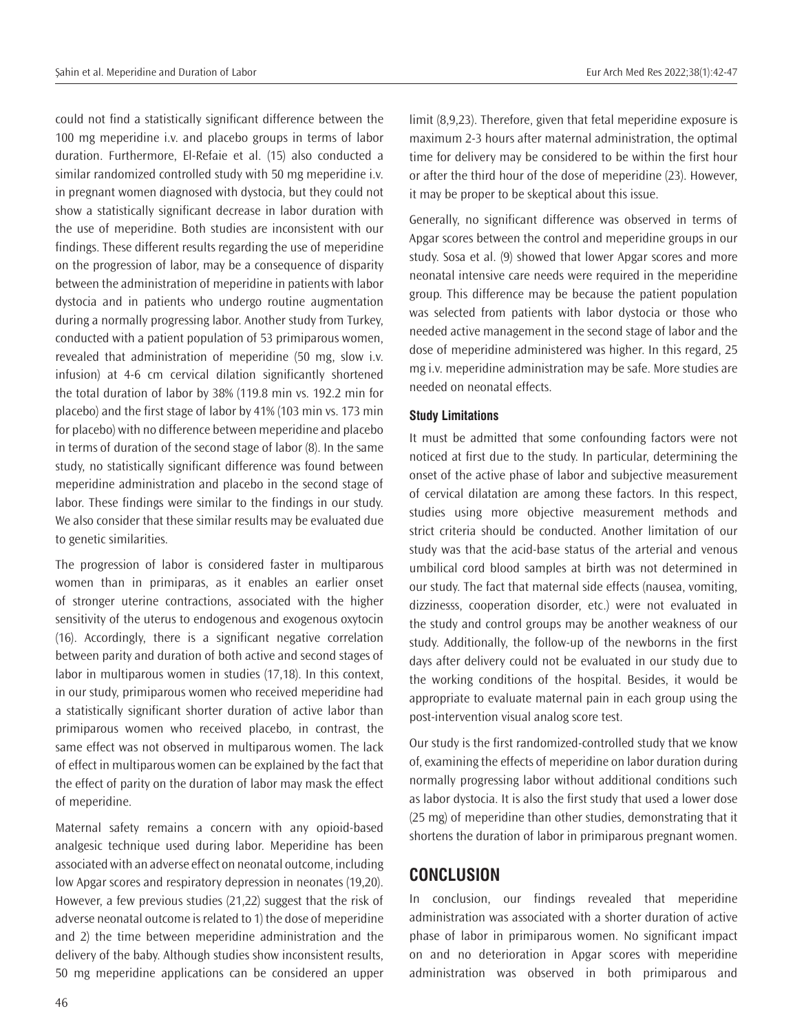could not find a statistically significant difference between the 100 mg meperidine i.v. and placebo groups in terms of labor duration. Furthermore, El-Refaie et al. (15) also conducted a similar randomized controlled study with 50 mg meperidine i.v. in pregnant women diagnosed with dystocia, but they could not show a statistically significant decrease in labor duration with the use of meperidine. Both studies are inconsistent with our findings. These different results regarding the use of meperidine on the progression of labor, may be a consequence of disparity between the administration of meperidine in patients with labor dystocia and in patients who undergo routine augmentation during a normally progressing labor. Another study from Turkey, conducted with a patient population of 53 primiparous women, revealed that administration of meperidine (50 mg, slow i.v. infusion) at 4-6 cm cervical dilation significantly shortened the total duration of labor by 38% (119.8 min vs. 192.2 min for placebo) and the first stage of labor by 41% (103 min vs. 173 min for placebo) with no difference between meperidine and placebo in terms of duration of the second stage of labor (8). In the same study, no statistically significant difference was found between meperidine administration and placebo in the second stage of labor. These findings were similar to the findings in our study. We also consider that these similar results may be evaluated due to genetic similarities.

The progression of labor is considered faster in multiparous women than in primiparas, as it enables an earlier onset of stronger uterine contractions, associated with the higher sensitivity of the uterus to endogenous and exogenous oxytocin (16). Accordingly, there is a significant negative correlation between parity and duration of both active and second stages of labor in multiparous women in studies (17,18). In this context, in our study, primiparous women who received meperidine had a statistically significant shorter duration of active labor than primiparous women who received placebo, in contrast, the same effect was not observed in multiparous women. The lack of effect in multiparous women can be explained by the fact that the effect of parity on the duration of labor may mask the effect of meperidine.

Maternal safety remains a concern with any opioid-based analgesic technique used during labor. Meperidine has been associated with an adverse effect on neonatal outcome, including low Apgar scores and respiratory depression in neonates (19,20). However, a few previous studies (21,22) suggest that the risk of adverse neonatal outcome is related to 1) the dose of meperidine and 2) the time between meperidine administration and the delivery of the baby. Although studies show inconsistent results, 50 mg meperidine applications can be considered an upper limit (8,9,23). Therefore, given that fetal meperidine exposure is maximum 2-3 hours after maternal administration, the optimal time for delivery may be considered to be within the first hour or after the third hour of the dose of meperidine (23). However, it may be proper to be skeptical about this issue.

Generally, no significant difference was observed in terms of Apgar scores between the control and meperidine groups in our study. Sosa et al. (9) showed that lower Apgar scores and more neonatal intensive care needs were required in the meperidine group. This difference may be because the patient population was selected from patients with labor dystocia or those who needed active management in the second stage of labor and the dose of meperidine administered was higher. In this regard, 25 mg i.v. meperidine administration may be safe. More studies are needed on neonatal effects.

### Study Limitations

It must be admitted that some confounding factors were not noticed at first due to the study. In particular, determining the onset of the active phase of labor and subjective measurement of cervical dilatation are among these factors. In this respect, studies using more objective measurement methods and strict criteria should be conducted. Another limitation of our study was that the acid-base status of the arterial and venous umbilical cord blood samples at birth was not determined in our study. The fact that maternal side effects (nausea, vomiting, dizzinesss, cooperation disorder, etc.) were not evaluated in the study and control groups may be another weakness of our study. Additionally, the follow-up of the newborns in the first days after delivery could not be evaluated in our study due to the working conditions of the hospital. Besides, it would be appropriate to evaluate maternal pain in each group using the post-intervention visual analog score test.

Our study is the first randomized-controlled study that we know of, examining the effects of meperidine on labor duration during normally progressing labor without additional conditions such as labor dystocia. It is also the first study that used a lower dose (25 mg) of meperidine than other studies, demonstrating that it shortens the duration of labor in primiparous pregnant women.

## CONCLUSION

In conclusion, our findings revealed that meperidine administration was associated with a shorter duration of active phase of labor in primiparous women. No significant impact on and no deterioration in Apgar scores with meperidine administration was observed in both primiparous and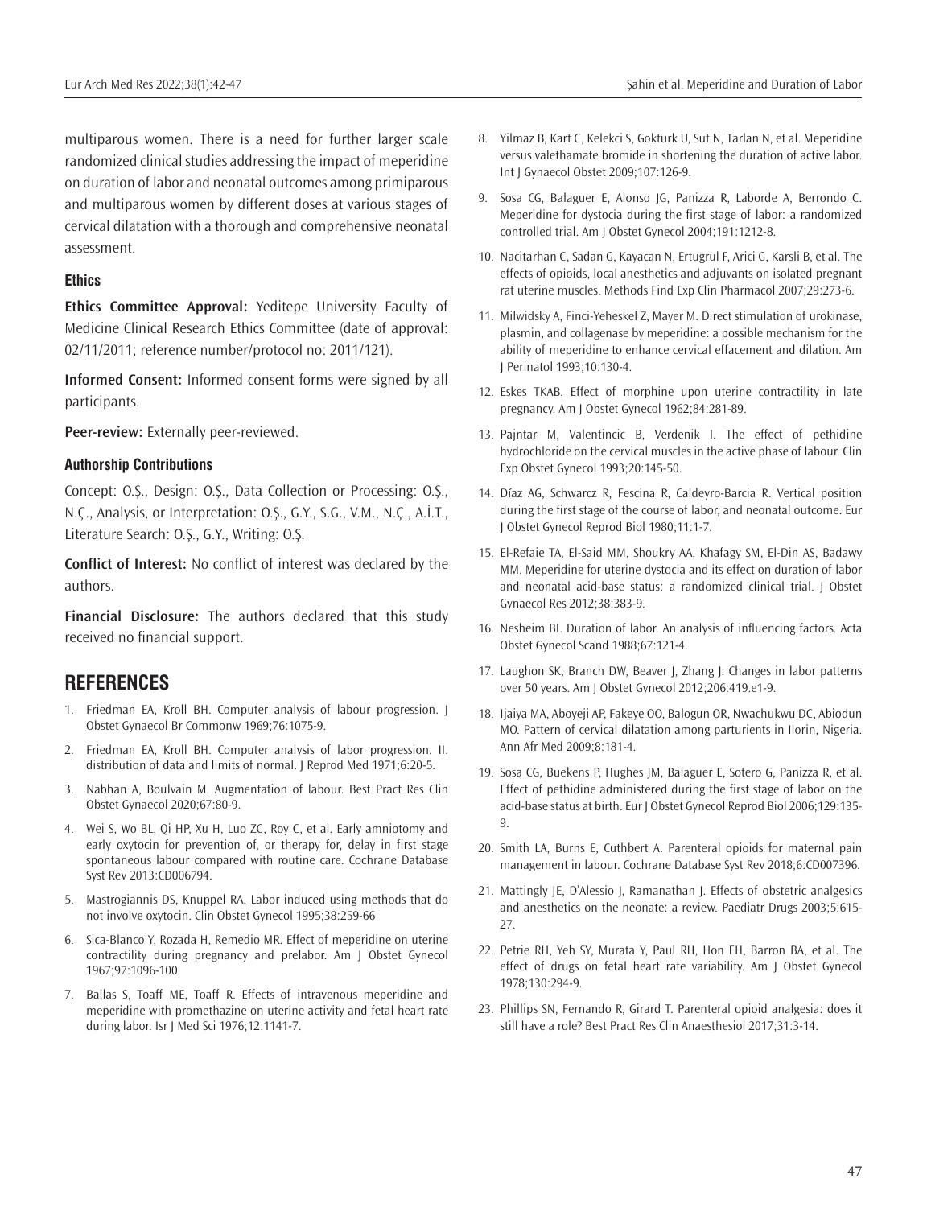multiparous women. There is a need for further larger scale randomized clinical studies addressing the impact of meperidine on duration of labor and neonatal outcomes among primiparous and multiparous women by different doses at various stages of cervical dilatation with a thorough and comprehensive neonatal assessment.

### Ethics

**Ethics Committee Approval:** Yeditepe University Faculty of Medicine Clinical Research Ethics Committee (date of approval: 02/11/2011; reference number/protocol no: 2011/121).

**Informed Consent:** Informed consent forms were signed by all participants.

**Peer-review:** Externally peer-reviewed.

### Authorship Contributions

Concept: O.Ş., Design: O.Ş., Data Collection or Processing: O.Ş., N.Ç., Analysis, or Interpretation: O.Ş., G.Y., S.G., V.M., N.Ç., A.İ.T., Literature Search: O.Ş., G.Y., Writing: O.Ş.

**Conflict of Interest:** No conflict of interest was declared by the authors.

**Financial Disclosure:** The authors declared that this study received no financial support.

## REFERENCES

1. Friedman EA, Kroll BH. Computer analysis of labour progression. J Obstet Gynaecol Br Commonw 1969;76:1075-9.
2. Friedman EA, Kroll BH. Computer analysis of labor progression. II. distribution of data and limits of normal. J Reprod Med 1971;6:20-5.
3. Nabhan A, Boulvain M. Augmentation of labour. Best Pract Res Clin Obstet Gynaecol 2020;67:80-9.
4. Wei S, Wo BL, Qi HP, Xu H, Luo ZC, Roy C, et al. Early amniotomy and early oxytocin for prevention of, or therapy for, delay in first stage spontaneous labour compared with routine care. Cochrane Database Syst Rev 2013:CD006794.
5. Mastrogiannis DS, Knuppel RA. Labor induced using methods that do not involve oxytocin. Clin Obstet Gynecol 1995;38:259-66
6. Sica-Blanco Y, Rozada H, Remedio MR. Effect of meperidine on uterine contractility during pregnancy and prelabor. Am J Obstet Gynecol 1967;97:1096-100.
7. Ballas S, Toaff ME, Toaff R. Effects of intravenous meperidine and meperidine with promethazine on uterine activity and fetal heart rate during labor. Isr J Med Sci 1976;12:1141-7.
8. Yilmaz B, Kart C, Kelekci S, Gokturk U, Sut N, Tarlan N, et al. Meperidine versus valethamate bromide in shortening the duration of active labor. Int J Gynaecol Obstet 2009;107:126-9.
9. Sosa CG, Balaguer E, Alonso JG, Panizza R, Laborde A, Berrondo C. Meperidine for dystocia during the first stage of labor: a randomized controlled trial. Am J Obstet Gynecol 2004;191:1212-8.
10. Nacitarhan C, Sadan G, Kayacan N, Ertugrul F, Arici G, Karsli B, et al. The effects of opioids, local anesthetics and adjuvants on isolated pregnant rat uterine muscles. Methods Find Exp Clin Pharmacol 2007;29:273-6.
11. Milwidsky A, Finci-Yeheskel Z, Mayer M. Direct stimulation of urokinase, plasmin, and collagenase by meperidine: a possible mechanism for the ability of meperidine to enhance cervical effacement and dilation. Am J Perinatol 1993;10:130-4.
12. Eskes TKAB. Effect of morphine upon uterine contractility in late pregnancy. Am J Obstet Gynecol 1962;84:281-89.
13. Pajntar M, Valentincic B, Verdenik I. The effect of pethidine hydrochloride on the cervical muscles in the active phase of labour. Clin Exp Obstet Gynecol 1993;20:145-50.
14. Díaz AG, Schwarcz R, Fescina R, Caldeyro-Barcia R. Vertical position during the first stage of the course of labor, and neonatal outcome. Eur J Obstet Gynecol Reprod Biol 1980;11:1-7.
15. El-Refaie TA, El-Said MM, Shoukry AA, Khafagy SM, El-Din AS, Badawy MM. Meperidine for uterine dystocia and its effect on duration of labor and neonatal acid-base status: a randomized clinical trial. J Obstet Gynaecol Res 2012;38:383-9.
16. Nesheim BI. Duration of labor. An analysis of influencing factors. Acta Obstet Gynecol Scand 1988;67:121-4.
17. Laughon SK, Branch DW, Beaver J, Zhang J. Changes in labor patterns over 50 years. Am J Obstet Gynecol 2012;206:419.e1-9.
18. Ijaiya MA, Aboyeji AP, Fakeye OO, Balogun OR, Nwachukwu DC, Abiodun MO. Pattern of cervical dilatation among parturients in Ilorin, Nigeria. Ann Afr Med 2009;8:181-4.
19. Sosa CG, Buekens P, Hughes JM, Balaguer E, Sotero G, Panizza R, et al. Effect of pethidine administered during the first stage of labor on the acid-base status at birth. Eur J Obstet Gynecol Reprod Biol 2006;129:135-9.
20. Smith LA, Burns E, Cuthbert A. Parenteral opioids for maternal pain management in labour. Cochrane Database Syst Rev 2018;6:CD007396.
21. Mattingly JE, D'Alessio J, Ramanathan J. Effects of obstetric analgesics and anesthetics on the neonate: a review. Paediatr Drugs 2003;5:615-27.
22. Petrie RH, Yeh SY, Murata Y, Paul RH, Hon EH, Barron BA, et al. The effect of drugs on fetal heart rate variability. Am J Obstet Gynecol 1978;130:294-9.
23. Phillips SN, Fernando R, Girard T. Parenteral opioid analgesia: does it still have a role? Best Pract Res Clin Anaesthesiol 2017;31:3-14.